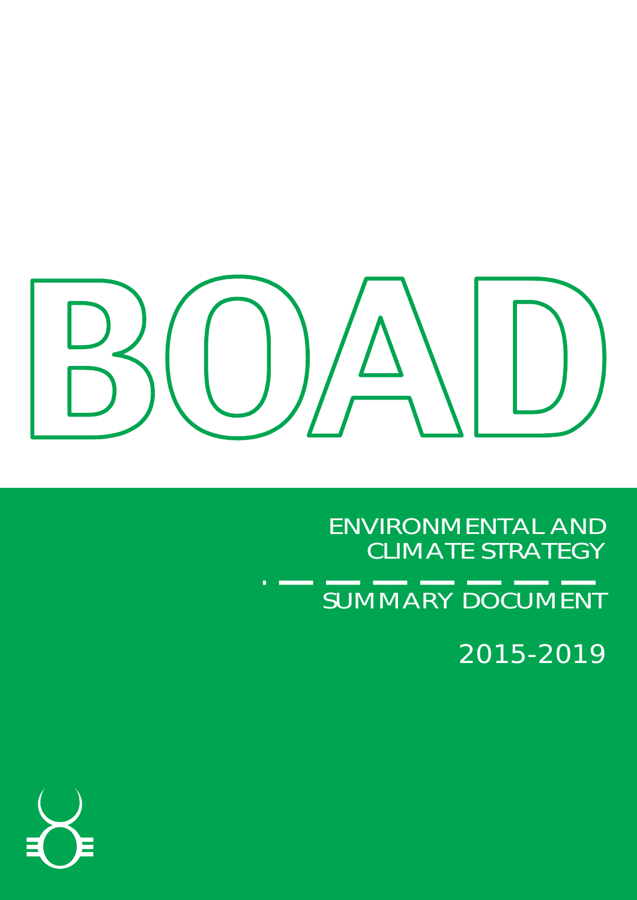# BOAD

## ENVIRONMENTAL AND CLIMATE STRATEGY

### SUMMARY DOCUMENT

2015-2019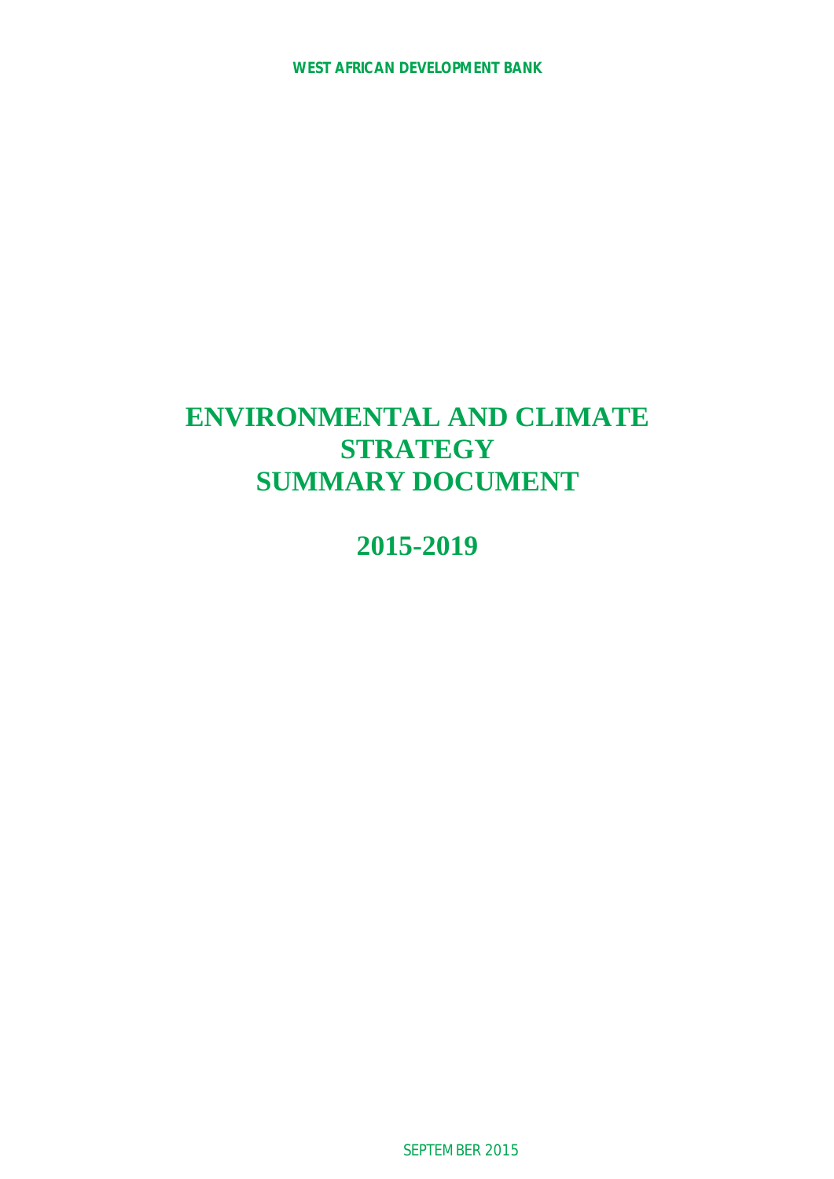**WEST AFRICAN DEVELOPMENT BANK**

# ENVIRONMENTAL AND CLIMATE STRATEGY SUMMARY DOCUMENT

# 2015-2019

SEPTEMBER 2015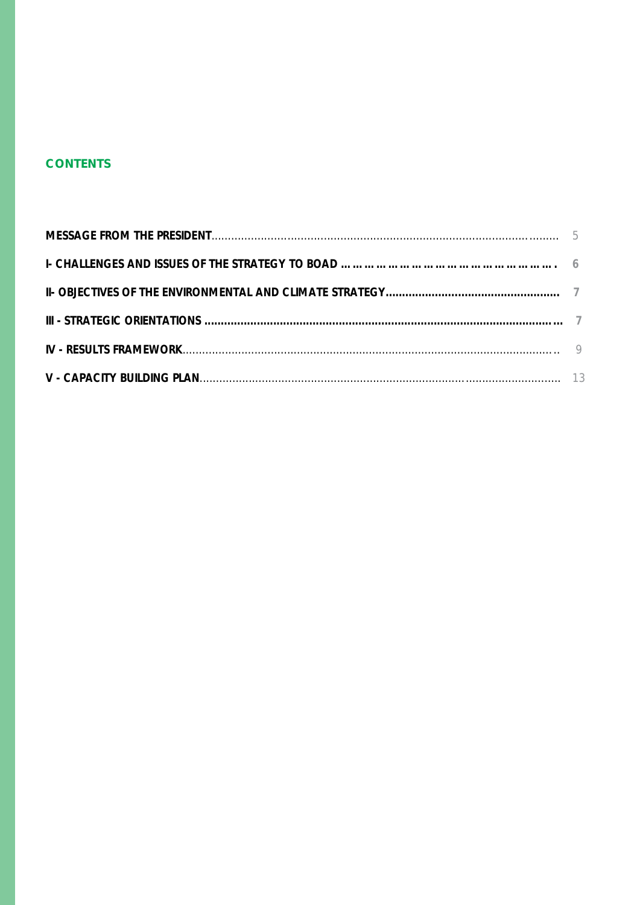## CONTENTS

**MESSAGE FROM THE PRESIDENT**........................................................................................................ 5

**I- CHALLENGES AND ISSUES OF THE STRATEGY TO BOAD ……………………………………………………. 6**

**II- OBJECTIVES OF THE ENVIRONMENTAL AND CLIMATE STRATEGY.................................................... 7**

**III - STRATEGIC ORIENTATIONS ……………………………………………………………………………………… 7**

**IV - RESULTS FRAMEWORK**................................................................................................................. 9

**V - CAPACITY BUILDING PLAN**............................................................................................................. 13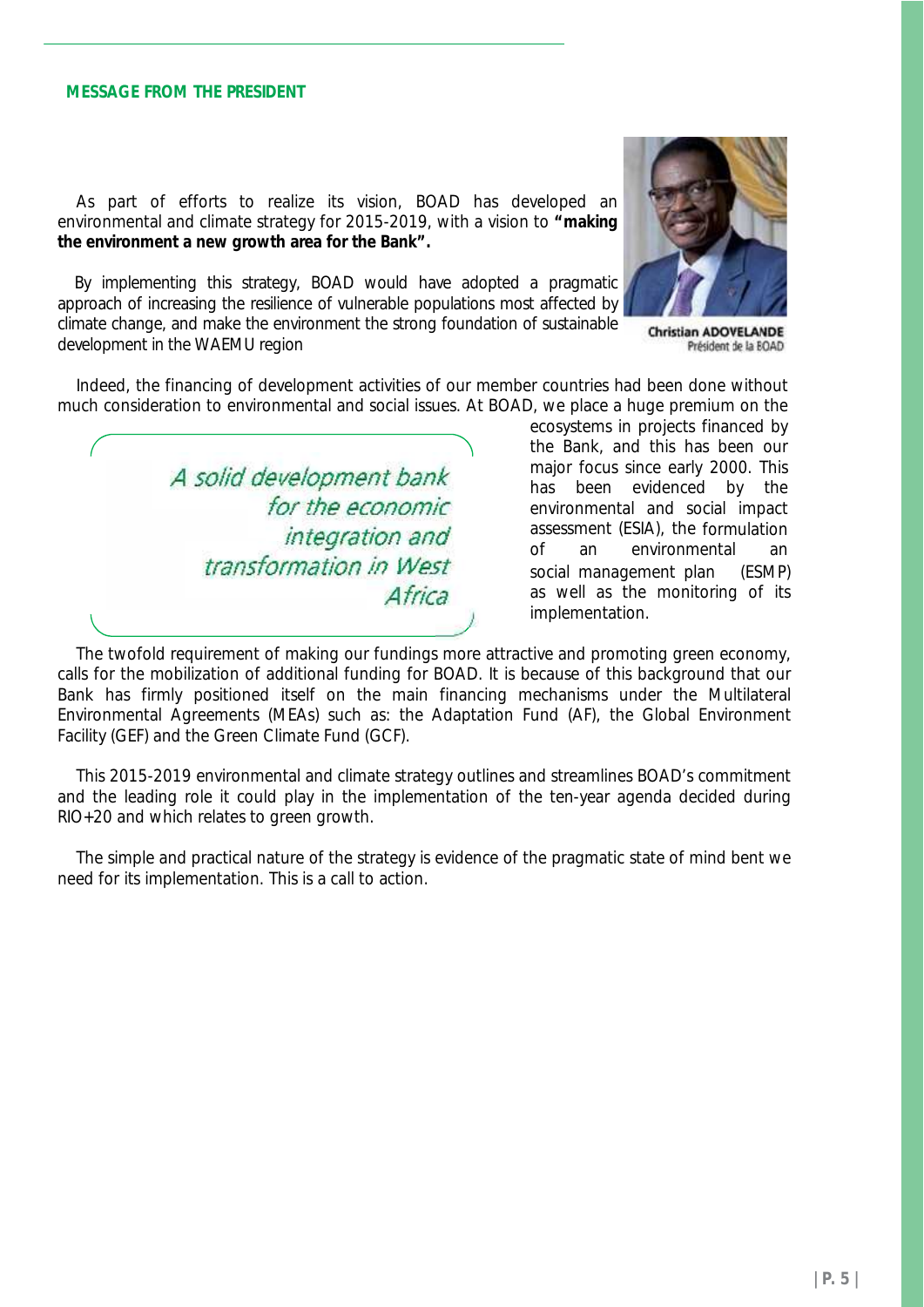## MESSAGE FROM THE PRESIDENT

As part of efforts to realize its vision, BOAD has developed an environmental and climate strategy for 2015-2019, with a vision to **"making the environment a new growth area for the Bank".**

By implementing this strategy, BOAD would have adopted a pragmatic approach of increasing the resilience of vulnerable populations most affected by climate change, and make the environment the strong foundation of sustainable development in the WAEMU region

**Christian ADOVELANDE**
Président de la BOAD

Indeed, the financing of development activities of our member countries had been done without much consideration to environmental and social issues. At BOAD, we place a huge premium on the ecosystems in projects financed by the Bank, and this has been our major focus since early 2000. This has been evidenced by the environmental and social impact assessment (ESIA), the formulation of an environmental an social management plan (ESMP) as well as the monitoring of its implementation.

*A solid development bank for the economic integration and transformation in West Africa*

The twofold requirement of making our fundings more attractive and promoting green economy, calls for the mobilization of additional funding for BOAD. It is because of this background that our Bank has firmly positioned itself on the main financing mechanisms under the Multilateral Environmental Agreements (MEAs) such as: the Adaptation Fund (AF), the Global Environment Facility (GEF) and the Green Climate Fund (GCF).

This 2015-2019 environmental and climate strategy outlines and streamlines BOAD's commitment and the leading role it could play in the implementation of the ten-year agenda decided during RIO+20 and which relates to green growth.

The simple and practical nature of the strategy is evidence of the pragmatic state of mind bent we need for its implementation. This is a call to action.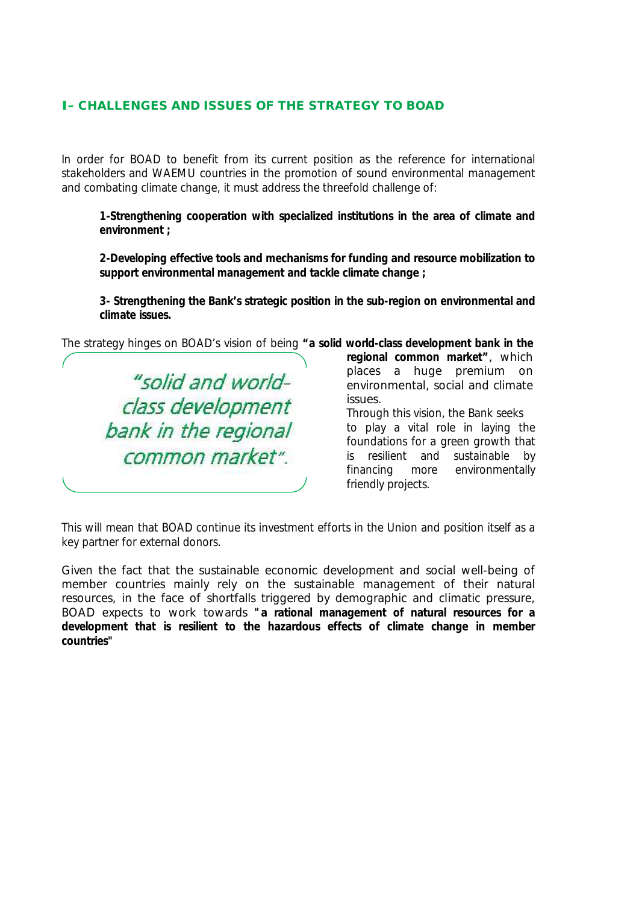## I– CHALLENGES AND ISSUES OF THE STRATEGY TO BOAD

In order for BOAD to benefit from its current position as the reference for international stakeholders and WAEMU countries in the promotion of sound environmental management and combating climate change, it must address the threefold challenge of:

**1-Strengthening cooperation with specialized institutions in the area of climate and environment ;**

**2-Developing effective tools and mechanisms for funding and resource mobilization to support environmental management and tackle climate change ;**

**3- Strengthening the Bank's strategic position in the sub-region on environmental and climate issues.**

The strategy hinges on BOAD's vision of being **"a solid world-class development bank in the regional common market"**, which places a huge premium on environmental, social and climate issues.

*"solid and world-class development bank in the regional common market".*

Through this vision, the Bank seeks to play a vital role in laying the foundations for a green growth that is resilient and sustainable by financing more environmentally friendly projects.

This will mean that BOAD continue its investment efforts in the Union and position itself as a key partner for external donors.

Given the fact that the sustainable economic development and social well-being of member countries mainly rely on the sustainable management of their natural resources, in the face of shortfalls triggered by demographic and climatic pressure, BOAD expects to work towards **"a rational management of natural resources for a development that is resilient to the hazardous effects of climate change in member countries"**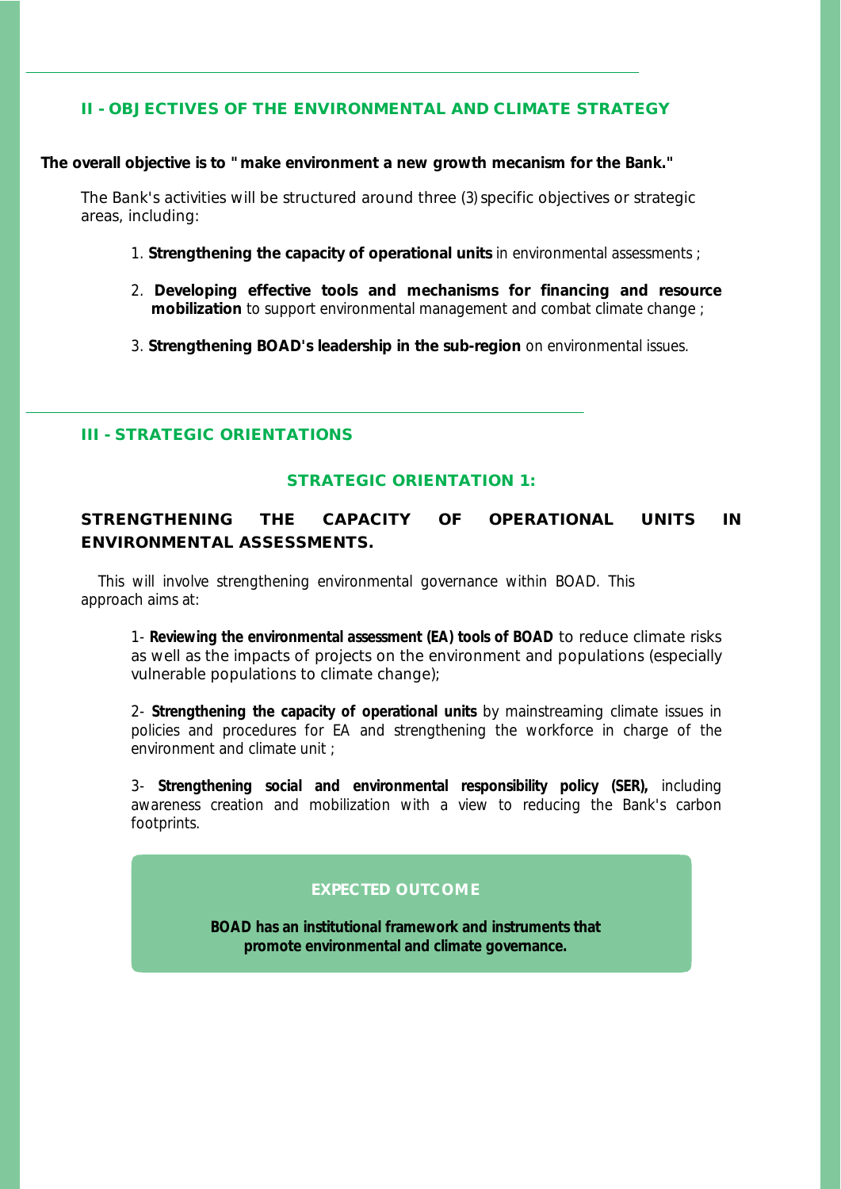## II - OBJECTIVES OF THE ENVIRONMENTAL AND CLIMATE STRATEGY

**The overall objective is to "make environment a new growth mecanism for the Bank."**

The Bank's activities will be structured around three (3) specific objectives or strategic areas, including:

1. **Strengthening the capacity of operational units** in environmental assessments ;
2. **Developing effective tools and mechanisms for financing and resource mobilization** to support environmental management and combat climate change ;
3. **Strengthening BOAD's leadership in the sub-region** on environmental issues.

## III - STRATEGIC ORIENTATIONS

### STRATEGIC ORIENTATION 1:

### STRENGTHENING THE CAPACITY OF OPERATIONAL UNITS IN ENVIRONMENTAL ASSESSMENTS.

This will involve strengthening environmental governance within BOAD. This approach aims at:

1- **Reviewing the environmental assessment (EA) tools of BOAD** to reduce climate risks as well as the impacts of projects on the environment and populations (especially vulnerable populations to climate change);

2- **Strengthening the capacity of operational units** by mainstreaming climate issues in policies and procedures for EA and strengthening the workforce in charge of the environment and climate unit ;

3- **Strengthening social and environmental responsibility policy (SER),** including awareness creation and mobilization with a view to reducing the Bank's carbon footprints.

**EXPECTED OUTCOME**

**BOAD has an institutional framework and instruments that promote environmental and climate governance.**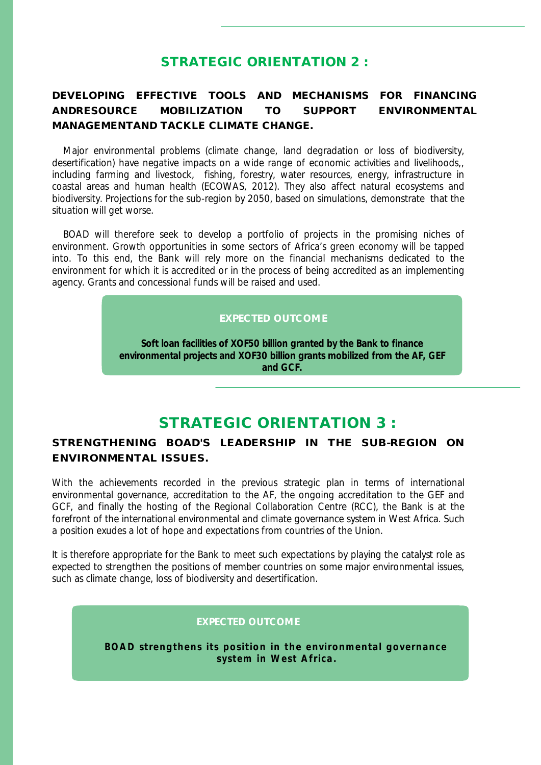## STRATEGIC ORIENTATION 2 :

### DEVELOPING EFFECTIVE TOOLS AND MECHANISMS FOR FINANCING ANDRESOURCE MOBILIZATION TO SUPPORT ENVIRONMENTAL MANAGEMENTAND TACKLE CLIMATE CHANGE.

Major environmental problems (climate change, land degradation or loss of biodiversity, desertification) have negative impacts on a wide range of economic activities and livelihoods,, including farming and livestock, fishing, forestry, water resources, energy, infrastructure in coastal areas and human health (ECOWAS, 2012). They also affect natural ecosystems and biodiversity. Projections for the sub-region by 2050, based on simulations, demonstrate that the situation will get worse.

BOAD will therefore seek to develop a portfolio of projects in the promising niches of environment. Growth opportunities in some sectors of Africa's green economy will be tapped into. To this end, the Bank will rely more on the financial mechanisms dedicated to the environment for which it is accredited or in the process of being accredited as an implementing agency. Grants and concessional funds will be raised and used.

**EXPECTED OUTCOME**

**Soft loan facilities of XOF50 billion granted by the Bank to finance environmental projects and XOF30 billion grants mobilized from the AF, GEF and GCF.**

## STRATEGIC ORIENTATION 3 :

### STRENGTHENING BOAD'S LEADERSHIP IN THE SUB-REGION ON ENVIRONMENTAL ISSUES.

With the achievements recorded in the previous strategic plan in terms of international environmental governance, accreditation to the AF, the ongoing accreditation to the GEF and GCF, and finally the hosting of the Regional Collaboration Centre (RCC), the Bank is at the forefront of the international environmental and climate governance system in West Africa. Such a position exudes a lot of hope and expectations from countries of the Union.

It is therefore appropriate for the Bank to meet such expectations by playing the catalyst role as expected to strengthen the positions of member countries on some major environmental issues, such as climate change, loss of biodiversity and desertification.

**EXPECTED OUTCOME**

**BOAD strengthens its position in the environmental governance system in West Africa.**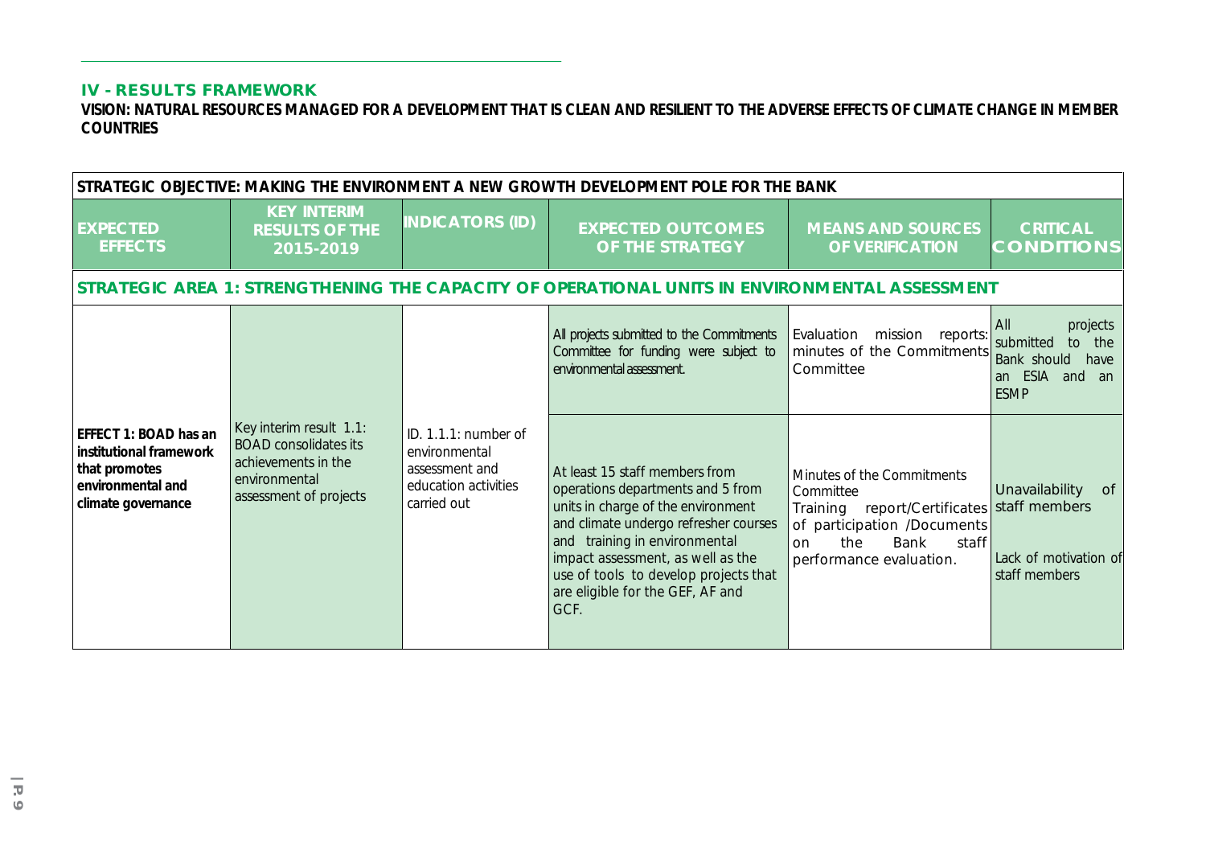## IV - RESULTS FRAMEWORK

**VISION: NATURAL RESOURCES MANAGED FOR A DEVELOPMENT THAT IS CLEAN AND RESILIENT TO THE ADVERSE EFFECTS OF CLIMATE CHANGE IN MEMBER COUNTRIES**

| STRATEGIC OBJECTIVE: MAKING THE ENVIRONMENT A NEW GROWTH DEVELOPMENT POLE FOR THE BANK | | | | | |
|---|---|---|---|---|---|
| **EXPECTED EFFECTS** | **KEY INTERIM RESULTS OF THE 2015-2019** | **INDICATORS (ID)** | **EXPECTED OUTCOMES OF THE STRATEGY** | **MEANS AND SOURCES OF VERIFICATION** | **CRITICAL CONDITIONS** |
| **STRATEGIC AREA 1: STRENGTHENING THE CAPACITY OF OPERATIONAL UNITS IN ENVIRONMENTAL ASSESSMENT** | | | | | |
| **EFFECT 1: BOAD has an institutional framework that promotes environmental and climate governance** | Key interim result 1.1: BOAD consolidates its achievements in the environmental assessment of projects | ID. 1.1.1: number of environmental assessment and education activities carried out | All projects submitted to the Commitments Committee for funding were subject to environmental assessment. | Evaluation mission reports: minutes of the Commitments Committee | All projects submitted to the Bank should have an ESIA and an ESMP |
| | | | At least 15 staff members from operations departments and 5 from units in charge of the environment and climate undergo refresher courses and training in environmental impact assessment, as well as the use of tools to develop projects that are eligible for the GEF, AF and GCF. | Minutes of the Commitments Committee<br>Training report/Certificates of participation /Documents on the Bank staff performance evaluation. | Unavailability of staff members<br><br>Lack of motivation of staff members |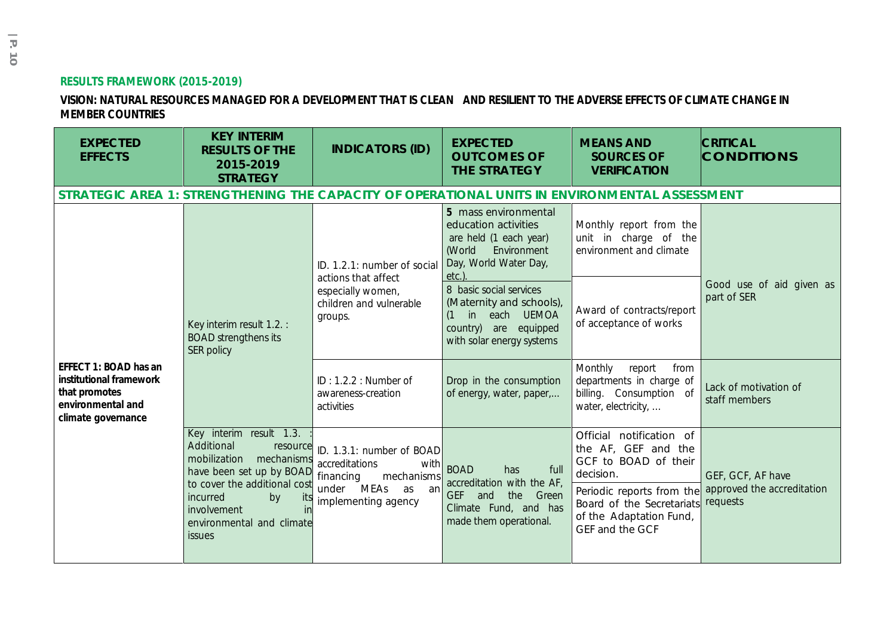**RESULTS FRAMEWORK (2015-2019)**

**VISION: NATURAL RESOURCES MANAGED FOR A DEVELOPMENT THAT IS CLEAN AND RESILIENT TO THE ADVERSE EFFECTS OF CLIMATE CHANGE IN MEMBER COUNTRIES**

| EXPECTED EFFECTS | KEY INTERIM RESULTS OF THE 2015-2019 STRATEGY | INDICATORS (ID) | EXPECTED OUTCOMES OF THE STRATEGY | MEANS AND SOURCES OF VERIFICATION | CRITICAL CONDITIONS |
|---|---|---|---|---|---|
| **STRATEGIC AREA 1: STRENGTHENING THE CAPACITY OF OPERATIONAL UNITS IN ENVIRONMENTAL ASSESSMENT** | | | | | |
| **EFFECT 1: BOAD has an institutional framework that promotes environmental and climate governance** | Key interim result 1.2. : BOAD strengthens its SER policy | ID. 1.2.1: number of social actions that affect especially women, children and vulnerable groups. | 5 mass environmental education activities are held (1 each year) (World Environment Day, World Water Day, etc.). | Monthly report from the unit in charge of the environment and climate | Good use of aid given as part of SER |
| | | | 8 basic social services (Maternity and schools), (1 in each UEMOA country) are equipped with solar energy systems | Award of contracts/report of acceptance of works | |
| | | ID : 1.2.2 : Number of awareness-creation activities | Drop in the consumption of energy, water, paper,... | Monthly report from departments in charge of billing. Consumption of water, electricity, ... | Lack of motivation of staff members |
| | Key interim result 1.3. : Additional resource mobilization mechanisms have been set up by BOAD to cover the additional cost incurred by its involvement in environmental and climate issues | ID. 1.3.1: number of BOAD accreditations with financing mechanisms under MEAs as an implementing agency | BOAD has full accreditation with the AF, GEF and the Green Climate Fund, and has made them operational. | Official notification of the AF, GEF and the GCF to BOAD of their decision. | GEF, GCF, AF have approved the accreditation requests |
| | | | | Periodic reports from the Board of the Secretariats of the Adaptation Fund, GEF and the GCF | |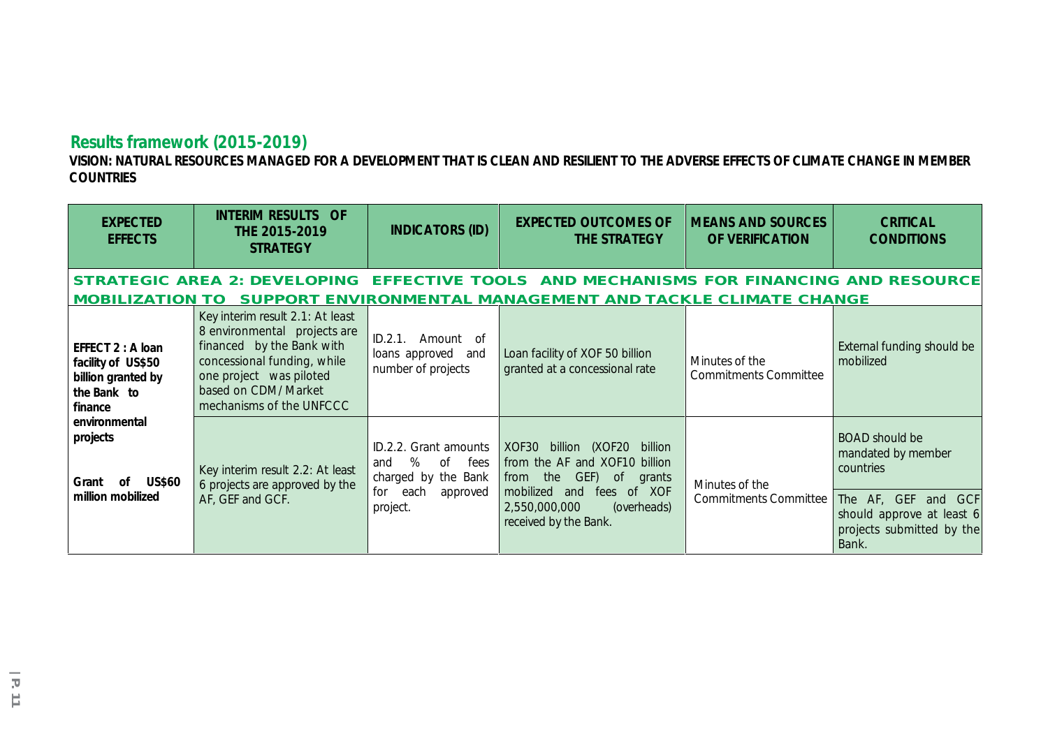## Results framework (2015-2019)

**VISION: NATURAL RESOURCES MANAGED FOR A DEVELOPMENT THAT IS CLEAN AND RESILIENT TO THE ADVERSE EFFECTS OF CLIMATE CHANGE IN MEMBER COUNTRIES**

| EXPECTED EFFECTS | INTERIM RESULTS OF THE 2015-2019 STRATEGY | INDICATORS (ID) | EXPECTED OUTCOMES OF THE STRATEGY | MEANS AND SOURCES OF VERIFICATION | CRITICAL CONDITIONS |
|---|---|---|---|---|---|
| **STRATEGIC AREA 2: DEVELOPING EFFECTIVE TOOLS AND MECHANISMS FOR FINANCING AND RESOURCE MOBILIZATION TO SUPPORT ENVIRONMENTAL MANAGEMENT AND TACKLE CLIMATE CHANGE** | | | | | |
| **EFFECT 2 : A loan facility of US$50 billion granted by the Bank to finance environmental projects**<br><br>**Grant of US$60 million mobilized** | Key interim result 2.1: At least 8 environmental projects are financed by the Bank with concessional funding, while one project was piloted based on CDM/Market mechanisms of the UNFCCC | ID.2.1. Amount of loans approved and number of projects | Loan facility of XOF 50 billion granted at a concessional rate | Minutes of the Commitments Committee | External funding should be mobilized |
| | Key interim result 2.2: At least 6 projects are approved by the AF, GEF and GCF. | ID.2.2. Grant amounts and % of fees charged by the Bank for each approved project. | XOF30 billion (XOF20 billion from the AF and XOF10 billion from the GEF) of grants mobilized and fees of XOF 2,550,000,000 (overheads) received by the Bank. | Minutes of the Commitments Committee | BOAD should be mandated by member countries<br><br>The AF, GEF and GCF should approve at least 6 projects submitted by the Bank. |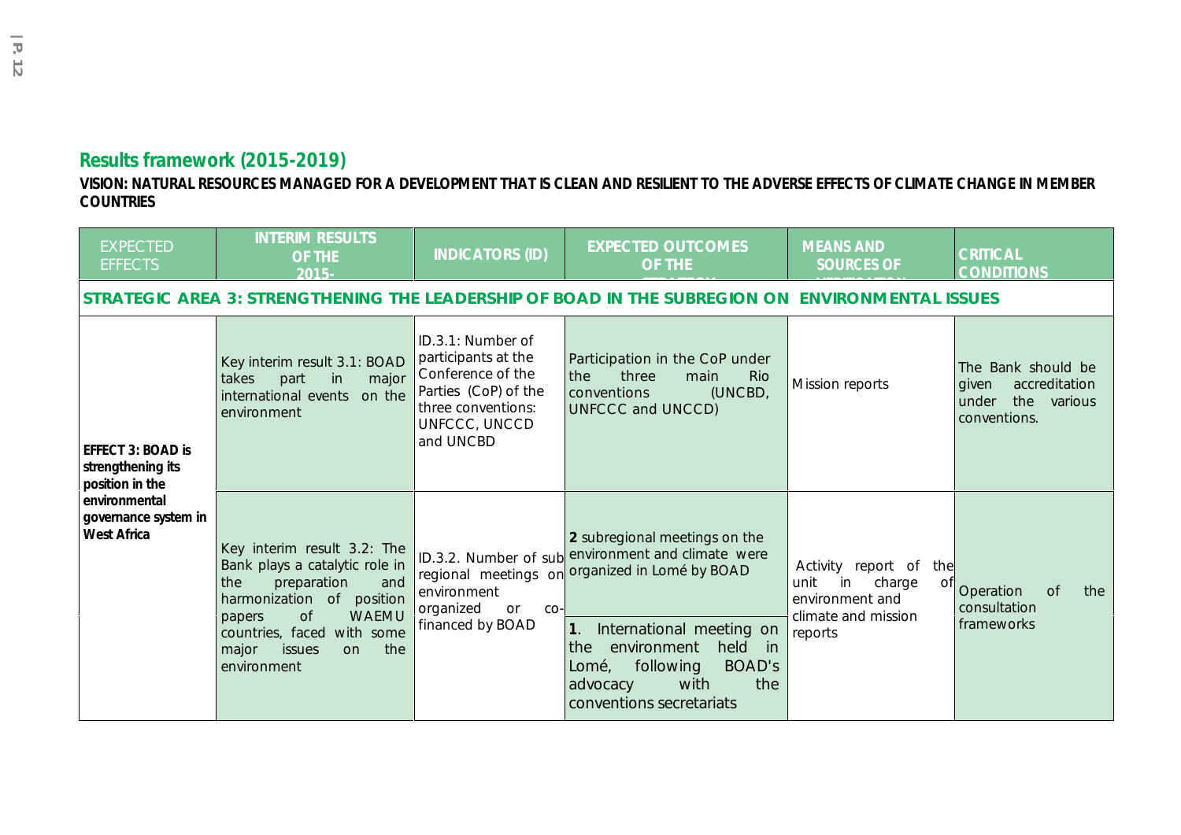## Results framework (2015-2019)

**VISION: NATURAL RESOURCES MANAGED FOR A DEVELOPMENT THAT IS CLEAN AND RESILIENT TO THE ADVERSE EFFECTS OF CLIMATE CHANGE IN MEMBER COUNTRIES**

| EXPECTED EFFECTS | INTERIM RESULTS OF THE 2015- | INDICATORS (ID) | EXPECTED OUTCOMES OF THE | MEANS AND SOURCES OF | CRITICAL CONDITIONS |
|---|---|---|---|---|---|
| **STRATEGIC AREA 3: STRENGTHENING THE LEADERSHIP OF BOAD IN THE SUBREGION ON ENVIRONMENTAL ISSUES** | | | | | |
| **EFFECT 3: BOAD is strengthening its position in the environmental governance system in West Africa** | Key interim result 3.1: BOAD takes part in major international events on the environment | ID.3.1: Number of participants at the Conference of the Parties (CoP) of the three conventions: UNFCCC, UNCCD and UNCBD | Participation in the CoP under the three main Rio conventions (UNCBD, UNFCCC and UNCCD) | Mission reports | The Bank should be given accreditation under the various conventions. |
| | Key interim result 3.2: The Bank plays a catalytic role in the preparation and harmonization of position papers of WAEMU countries, faced with some major issues on the environment | ID.3.2. Number of sub regional meetings on environment organized or co-financed by BOAD | **2** subregional meetings on the environment and climate were organized in Lomé by BOAD | Activity report of the unit in charge of environment and climate and mission reports | Operation of the consultation frameworks |
| | | | **1**. International meeting on the environment held in Lomé, following BOAD's advocacy with the conventions secretariats | | |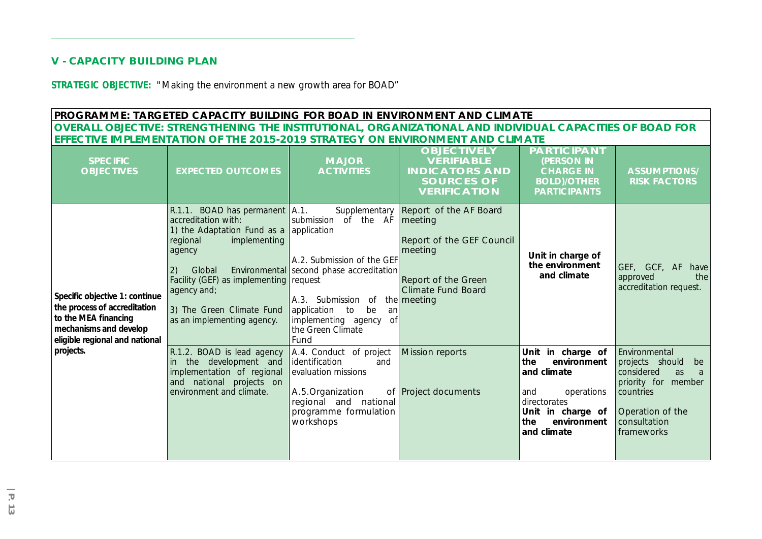## V - CAPACITY BUILDING PLAN

**STRATEGIC OBJECTIVE:** "Making the environment a new growth area for BOAD"

| PROGRAMME: TARGETED CAPACITY BUILDING FOR BOAD IN ENVIRONMENT AND CLIMATE | | | | | |
|---|---|---|---|---|---|
| **OVERALL OBJECTIVE: STRENGTHENING THE INSTITUTIONAL, ORGANIZATIONAL AND INDIVIDUAL CAPACITIES OF BOAD FOR EFFECTIVE IMPLEMENTATION OF THE 2015-2019 STRATEGY ON ENVIRONMENT AND CLIMATE** | | | | | |
| **SPECIFIC OBJECTIVES** | **EXPECTED OUTCOMES** | **MAJOR ACTIVITIES** | **OBJECTIVELY VERIFIABLE INDICATORS AND SOURCES OF VERIFICATION** | **PARTICIPANT (PERSON IN CHARGE IN BOLD)/OTHER PARTICIPANTS** | **ASSUMPTIONS/ RISK FACTORS** |
| **Specific objective 1: continue the process of accreditation to the MEA financing mechanisms and develop eligible regional and national projects.** | R.1.1. BOAD has permanent accreditation with:<br>1) the Adaptation Fund as a regional implementing agency<br>2) Global Environmental Facility (GEF) as implementing agency and;<br>3) The Green Climate Fund as an implementing agency. | A.1. Supplementary submission of the AF application<br>A.2. Submission of the GEF second phase accreditation request<br>A.3. Submission of the application to be an implementing agency of the Green Climate Fund | Report of the AF Board meeting<br>Report of the GEF Council meeting<br>Report of the Green Climate Fund Board meeting | **Unit in charge of the environment and climate** | GEF, GCF, AF have approved the accreditation request. |
| | R.1.2. BOAD is lead agency in the development and implementation of regional and national projects on environment and climate. | A.4. Conduct of project identification and evaluation missions<br>A.5.Organization of regional and national programme formulation workshops | Mission reports<br>Project documents | **Unit in charge of the environment and climate** and operations directorates<br>**Unit in charge of the environment and climate** | Environmental projects should be considered as a priority for member countries<br>Operation of the consultation frameworks |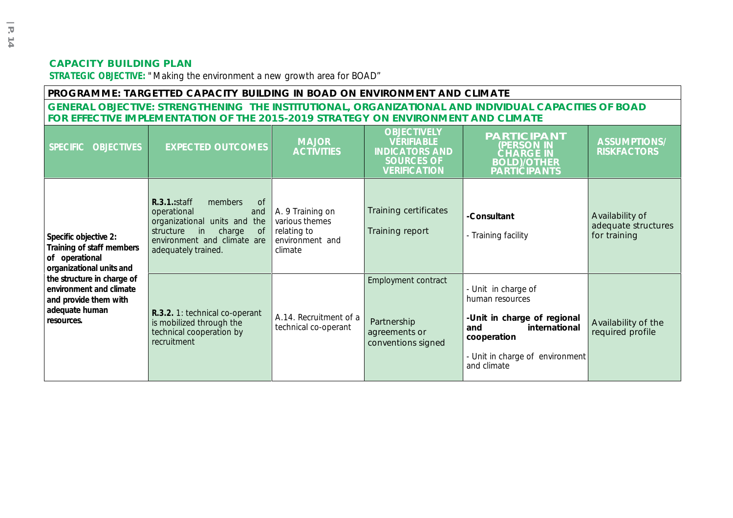**CAPACITY BUILDING PLAN**

**STRATEGIC OBJECTIVE:** "Making the environment a new growth area for BOAD"

**PROGRAMME: TARGETTED CAPACITY BUILDING IN BOAD ON ENVIRONMENT AND CLIMATE**

**GENERAL OBJECTIVE: STRENGTHENING THE INSTITUTIONAL, ORGANIZATIONAL AND INDIVIDUAL CAPACITIES OF BOAD FOR EFFECTIVE IMPLEMENTATION OF THE 2015-2019 STRATEGY ON ENVIRONMENT AND CLIMATE**

| SPECIFIC OBJECTIVES | EXPECTED OUTCOMES | MAJOR ACTIVITIES | OBJECTIVELY VERIFIABLE INDICATORS AND SOURCES OF VERIFICATION | PARTICIPANT (PERSON IN CHARGE IN BOLD)/OTHER PARTICIPANTS | ASSUMPTIONS/ RISKFACTORS |
|---|---|---|---|---|---|
| **Specific objective 2: Training of staff members of operational organizational units and the structure in charge of environment and climate and provide them with adequate human resources.** | **R.3.1.:**staff members of operational and organizational units and the structure in charge of environment and climate are adequately trained. | A. 9 Training on various themes relating to environment and climate | Training certificates<br>Training report | **-Consultant**<br>- Training facility | Availability of adequate structures for training |
| | **R.3.2.** 1: technical co-operant is mobilized through the technical cooperation by recruitment | A.14. Recruitment of a technical co-operant | Employment contract<br>Partnership agreements or conventions signed | - Unit in charge of human resources<br>**-Unit in charge of regional and international cooperation**<br>- Unit in charge of environment and climate | Availability of the required profile |